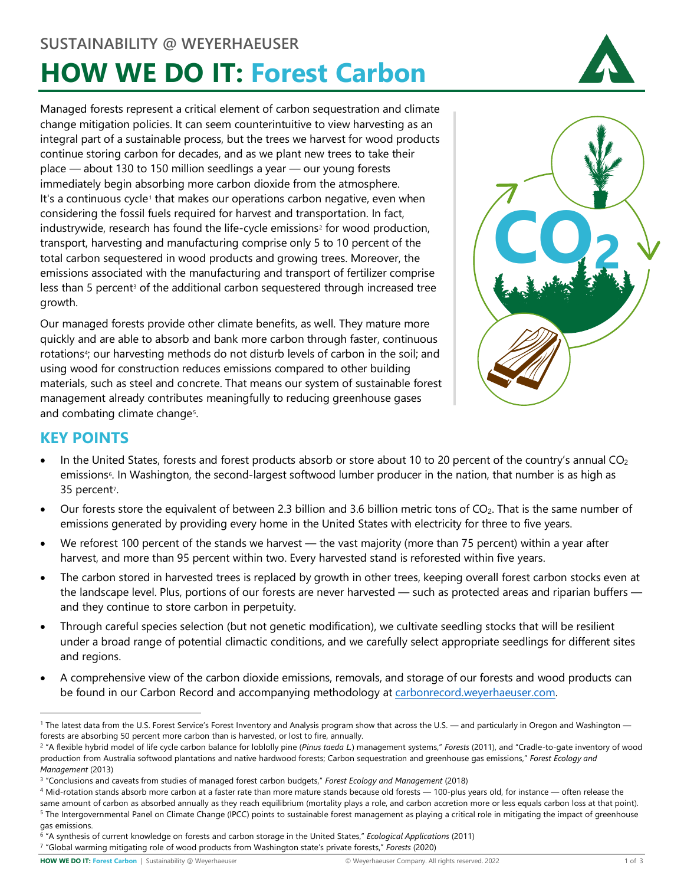SUSTAINABILITY @ WEYERHAEUSER

# HOW WE DO IT: Forest Carbon

Managed forests represent a critical element of carbon sequestration and climate change mitigation policies. It can seem counterintuitive to view harvesting as an integral part of a sustainable process, but the trees we harvest for wood products continue storing carbon for decades, and as we plant new trees to take their place — about 130 to 150 million seedlings a year — our young forests immediately begin absorbing more carbon dioxide from the atmosphere. It's a continuous cycle[1] that makes our operations carbon negative, even when considering the fossil fuels required for harvest and transportation. In fact, industrywide, research has found the life-cycle emissions[2] for wood production, transport, harvesting and manufacturing comprise only 5 to 10 percent of the total carbon sequestered in wood products and growing trees. Moreover, the emissions associated with the manufacturing and transport of fertilizer comprise less than 5 percent[3] of the additional carbon sequestered through increased tree growth.

Our managed forests provide other climate benefits, as well. They mature more quickly and are able to absorb and bank more carbon through faster, continuous rotations[4]; our harvesting methods do not disturb levels of carbon in the soil; and using wood for construction reduces emissions compared to other building materials, such as steel and concrete. That means our system of sustainable forest management already contributes meaningfully to reducing greenhouse gases and combating climate change[5].

## KEY POINTS

- In the United States, forests and forest products absorb or store about 10 to 20 percent of the country's annual $CO_2$ emissions[6]. In Washington, the second-largest softwood lumber producer in the nation, that number is as high as 35 percent[7].
- Our forests store the equivalent of between 2.3 billion and 3.6 billion metric tons of $CO_2$. That is the same number of emissions generated by providing every home in the United States with electricity for three to five years.
- We reforest 100 percent of the stands we harvest — the vast majority (more than 75 percent) within a year after harvest, and more than 95 percent within two. Every harvested stand is reforested within five years.
- The carbon stored in harvested trees is replaced by growth in other trees, keeping overall forest carbon stocks even at the landscape level. Plus, portions of our forests are never harvested — such as protected areas and riparian buffers — and they continue to store carbon in perpetuity.
- Through careful species selection (but not genetic modification), we cultivate seedling stocks that will be resilient under a broad range of potential climactic conditions, and we carefully select appropriate seedlings for different sites and regions.
- A comprehensive view of the carbon dioxide emissions, removals, and storage of our forests and wood products can be found in our Carbon Record and accompanying methodology at carbonrecord.weyerhaeuser.com.

---

[1] The latest data from the U.S. Forest Service's Forest Inventory and Analysis program show that across the U.S. — and particularly in Oregon and Washington — forests are absorbing 50 percent more carbon than is harvested, or lost to fire, annually.

[2] "A flexible hybrid model of life cycle carbon balance for loblolly pine (*Pinus taeda L.*) management systems," *Forests* (2011), and "Cradle-to-gate inventory of wood production from Australia softwood plantations and native hardwood forests; Carbon sequestration and greenhouse gas emissions," *Forest Ecology and Management* (2013)

[3] "Conclusions and caveats from studies of managed forest carbon budgets," *Forest Ecology and Management* (2018)

[4] Mid-rotation stands absorb more carbon at a faster rate than more mature stands because old forests — 100-plus years old, for instance — often release the same amount of carbon as absorbed annually as they reach equilibrium (mortality plays a role, and carbon accretion more or less equals carbon loss at that point).

[5] The Intergovernmental Panel on Climate Change (IPCC) points to sustainable forest management as playing a critical role in mitigating the impact of greenhouse gas emissions.

[6] "A synthesis of current knowledge on forests and carbon storage in the United States," *Ecological Applications* (2011)

[7] "Global warming mitigating role of wood products from Washington state's private forests," *Forests* (2020)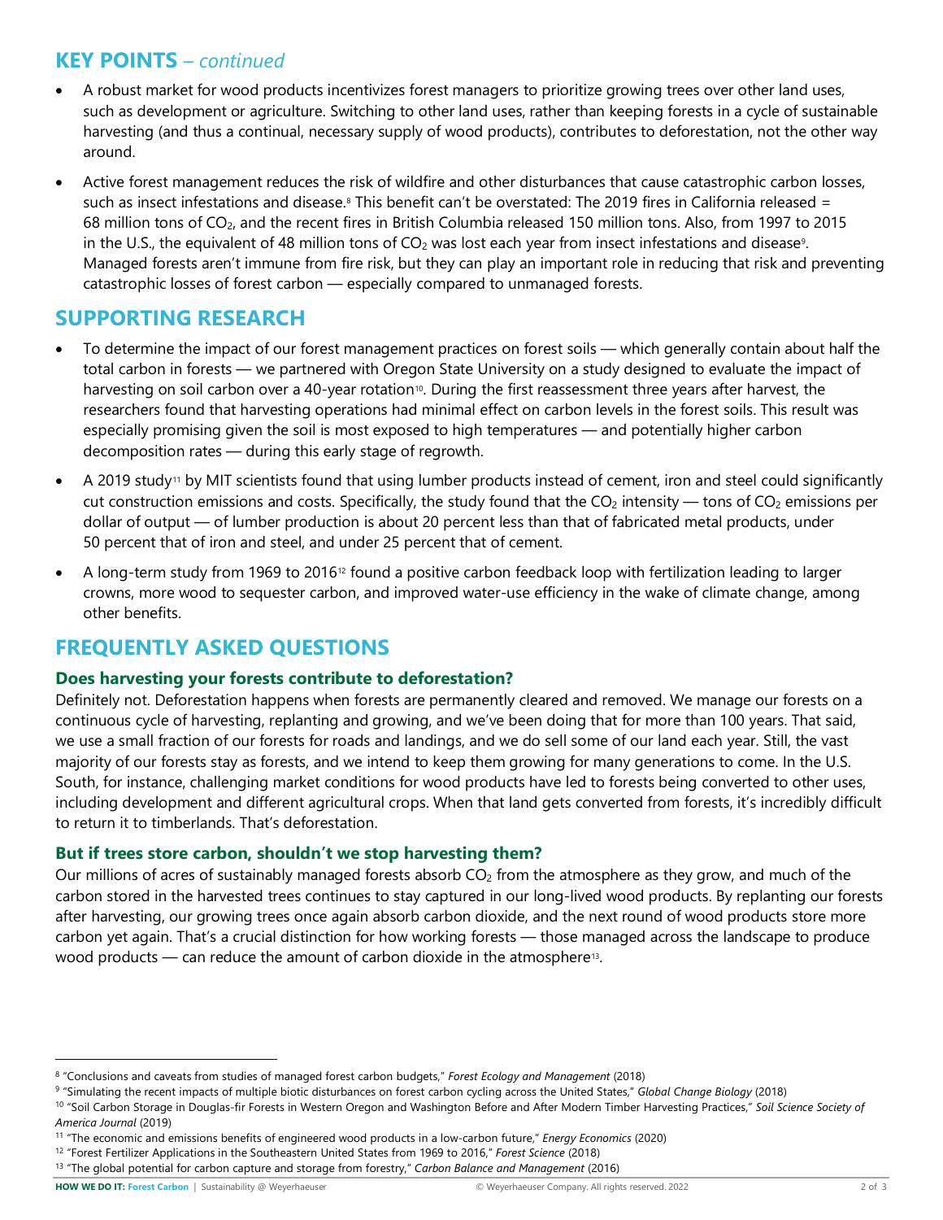## KEY POINTS – *continued*

- A robust market for wood products incentivizes forest managers to prioritize growing trees over other land uses, such as development or agriculture. Switching to other land uses, rather than keeping forests in a cycle of sustainable harvesting (and thus a continual, necessary supply of wood products), contributes to deforestation, not the other way around.
- Active forest management reduces the risk of wildfire and other disturbances that cause catastrophic carbon losses, such as insect infestations and disease.[8] This benefit can't be overstated: The 2019 fires in California released = 68 million tons of $CO_2$, and the recent fires in British Columbia released 150 million tons. Also, from 1997 to 2015 in the U.S., the equivalent of 48 million tons of $CO_2$ was lost each year from insect infestations and disease[9]. Managed forests aren't immune from fire risk, but they can play an important role in reducing that risk and preventing catastrophic losses of forest carbon — especially compared to unmanaged forests.

## SUPPORTING RESEARCH

- To determine the impact of our forest management practices on forest soils — which generally contain about half the total carbon in forests — we partnered with Oregon State University on a study designed to evaluate the impact of harvesting on soil carbon over a 40-year rotation[10]. During the first reassessment three years after harvest, the researchers found that harvesting operations had minimal effect on carbon levels in the forest soils. This result was especially promising given the soil is most exposed to high temperatures — and potentially higher carbon decomposition rates — during this early stage of regrowth.
- A 2019 study[11] by MIT scientists found that using lumber products instead of cement, iron and steel could significantly cut construction emissions and costs. Specifically, the study found that the $CO_2$ intensity — tons of $CO_2$ emissions per dollar of output — of lumber production is about 20 percent less than that of fabricated metal products, under 50 percent that of iron and steel, and under 25 percent that of cement.
- A long-term study from 1969 to 2016[12] found a positive carbon feedback loop with fertilization leading to larger crowns, more wood to sequester carbon, and improved water-use efficiency in the wake of climate change, among other benefits.

## FREQUENTLY ASKED QUESTIONS

### Does harvesting your forests contribute to deforestation?

Definitely not. Deforestation happens when forests are permanently cleared and removed. We manage our forests on a continuous cycle of harvesting, replanting and growing, and we've been doing that for more than 100 years. That said, we use a small fraction of our forests for roads and landings, and we do sell some of our land each year. Still, the vast majority of our forests stay as forests, and we intend to keep them growing for many generations to come. In the U.S. South, for instance, challenging market conditions for wood products have led to forests being converted to other uses, including development and different agricultural crops. When that land gets converted from forests, it's incredibly difficult to return it to timberlands. That's deforestation.

### But if trees store carbon, shouldn't we stop harvesting them?

Our millions of acres of sustainably managed forests absorb $CO_2$ from the atmosphere as they grow, and much of the carbon stored in the harvested trees continues to stay captured in our long-lived wood products. By replanting our forests after harvesting, our growing trees once again absorb carbon dioxide, and the next round of wood products store more carbon yet again. That's a crucial distinction for how working forests — those managed across the landscape to produce wood products — can reduce the amount of carbon dioxide in the atmosphere[13].

---

[8] "Conclusions and caveats from studies of managed forest carbon budgets," *Forest Ecology and Management* (2018)

[9] "Simulating the recent impacts of multiple biotic disturbances on forest carbon cycling across the United States," *Global Change Biology* (2018)

[10] "Soil Carbon Storage in Douglas-fir Forests in Western Oregon and Washington Before and After Modern Timber Harvesting Practices," *Soil Science Society of America Journal* (2019)

[11] "The economic and emissions benefits of engineered wood products in a low-carbon future," *Energy Economics* (2020)

[12] "Forest Fertilizer Applications in the Southeastern United States from 1969 to 2016," *Forest Science* (2018)

[13] "The global potential for carbon capture and storage from forestry," *Carbon Balance and Management* (2016)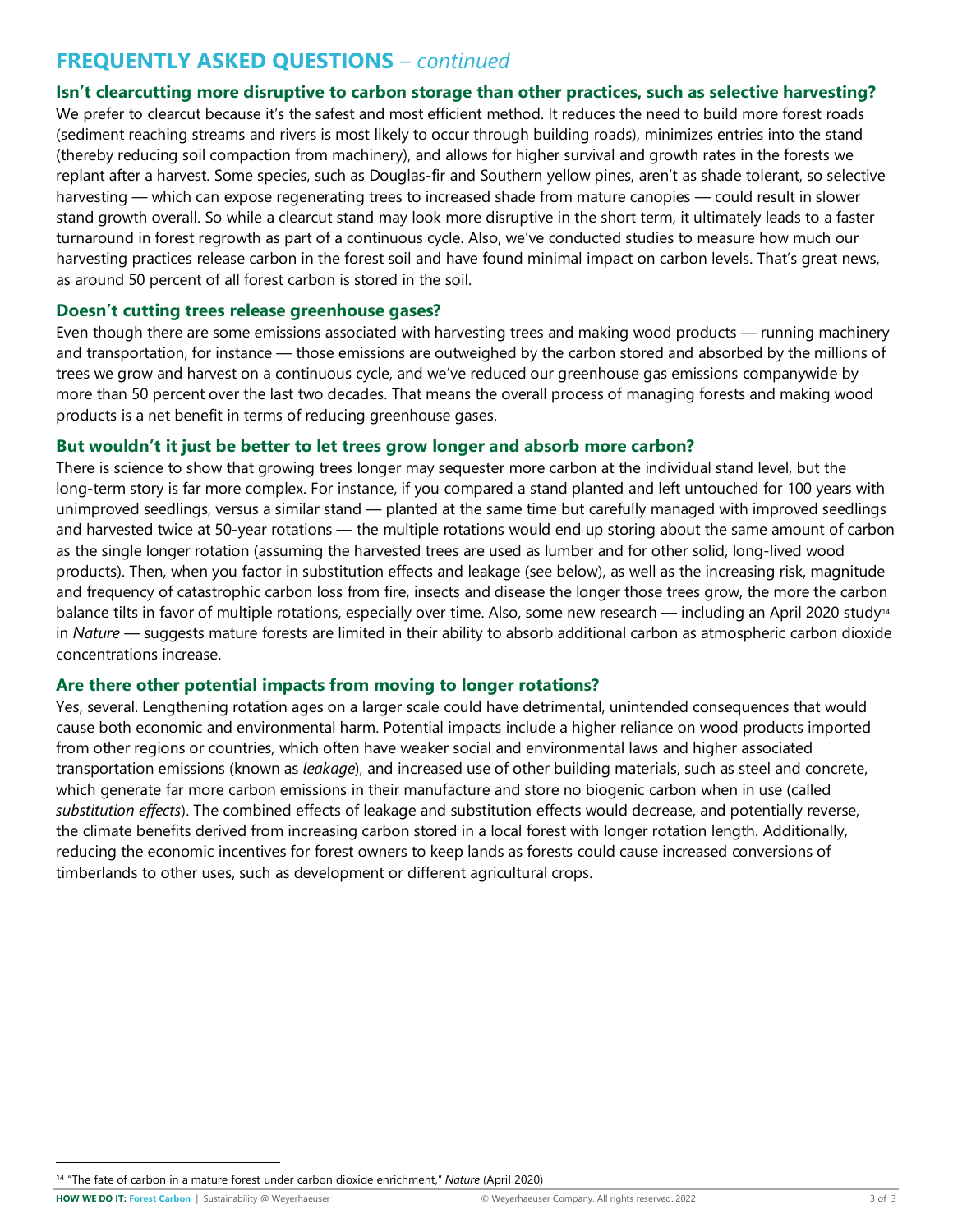## FREQUENTLY ASKED QUESTIONS – *continued*

### Isn't clearcutting more disruptive to carbon storage than other practices, such as selective harvesting?

We prefer to clearcut because it's the safest and most efficient method. It reduces the need to build more forest roads (sediment reaching streams and rivers is most likely to occur through building roads), minimizes entries into the stand (thereby reducing soil compaction from machinery), and allows for higher survival and growth rates in the forests we replant after a harvest. Some species, such as Douglas-fir and Southern yellow pines, aren't as shade tolerant, so selective harvesting — which can expose regenerating trees to increased shade from mature canopies — could result in slower stand growth overall. So while a clearcut stand may look more disruptive in the short term, it ultimately leads to a faster turnaround in forest regrowth as part of a continuous cycle. Also, we've conducted studies to measure how much our harvesting practices release carbon in the forest soil and have found minimal impact on carbon levels. That's great news, as around 50 percent of all forest carbon is stored in the soil.

### Doesn't cutting trees release greenhouse gases?

Even though there are some emissions associated with harvesting trees and making wood products — running machinery and transportation, for instance — those emissions are outweighed by the carbon stored and absorbed by the millions of trees we grow and harvest on a continuous cycle, and we've reduced our greenhouse gas emissions companywide by more than 50 percent over the last two decades. That means the overall process of managing forests and making wood products is a net benefit in terms of reducing greenhouse gases.

### But wouldn't it just be better to let trees grow longer and absorb more carbon?

There is science to show that growing trees longer may sequester more carbon at the individual stand level, but the long-term story is far more complex. For instance, if you compared a stand planted and left untouched for 100 years with unimproved seedlings, versus a similar stand — planted at the same time but carefully managed with improved seedlings and harvested twice at 50-year rotations — the multiple rotations would end up storing about the same amount of carbon as the single longer rotation (assuming the harvested trees are used as lumber and for other solid, long-lived wood products). Then, when you factor in substitution effects and leakage (see below), as well as the increasing risk, magnitude and frequency of catastrophic carbon loss from fire, insects and disease the longer those trees grow, the more the carbon balance tilts in favor of multiple rotations, especially over time. Also, some new research — including an April 2020 study[14] in *Nature* — suggests mature forests are limited in their ability to absorb additional carbon as atmospheric carbon dioxide concentrations increase.

### Are there other potential impacts from moving to longer rotations?

Yes, several. Lengthening rotation ages on a larger scale could have detrimental, unintended consequences that would cause both economic and environmental harm. Potential impacts include a higher reliance on wood products imported from other regions or countries, which often have weaker social and environmental laws and higher associated transportation emissions (known as *leakage*), and increased use of other building materials, such as steel and concrete, which generate far more carbon emissions in their manufacture and store no biogenic carbon when in use (called *substitution effects*). The combined effects of leakage and substitution effects would decrease, and potentially reverse, the climate benefits derived from increasing carbon stored in a local forest with longer rotation length. Additionally, reducing the economic incentives for forest owners to keep lands as forests could cause increased conversions of timberlands to other uses, such as development or different agricultural crops.

---

[14] "The fate of carbon in a mature forest under carbon dioxide enrichment," *Nature* (April 2020)